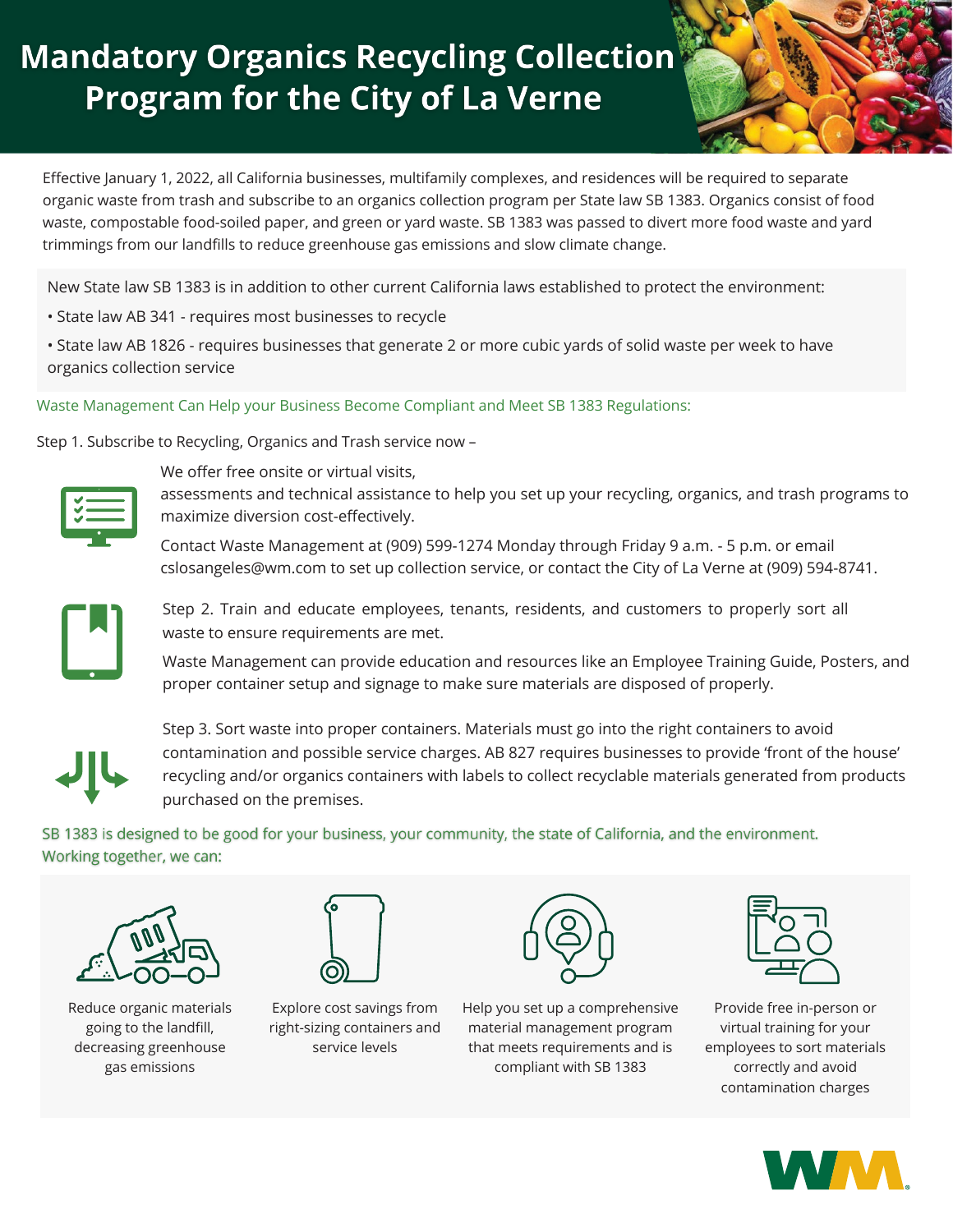# Mandatory Organics Recycling Collection Program for the City of La Verne

Effective January 1, 2022, all California businesses, multifamily complexes, and residences will be required to separate organic waste from trash and subscribe to an organics collection program per State law SB 1383. Organics consist of food waste, compostable food-soiled paper, and green or yard waste. SB 1383 was passed to divert more food waste and yard trimmings from our landfills to reduce greenhouse gas emissions and slow climate change.

New State law SB 1383 is in addition to other current California laws established to protect the environment:

- State law AB 341 - requires most businesses to recycle
- State law AB 1826 - requires businesses that generate 2 or more cubic yards of solid waste per week to have organics collection service

Waste Management Can Help your Business Become Compliant and Meet SB 1383 Regulations:

Step 1. Subscribe to Recycling, Organics and Trash service now –

We offer free onsite or virtual visits, assessments and technical assistance to help you set up your recycling, organics, and trash programs to maximize diversion cost-effectively.

Contact Waste Management at (909) 599-1274 Monday through Friday 9 a.m. - 5 p.m. or email cslosangeles@wm.com to set up collection service, or contact the City of La Verne at (909) 594-8741.

Step 2. Train and educate employees, tenants, residents, and customers to properly sort all waste to ensure requirements are met.

Waste Management can provide education and resources like an Employee Training Guide, Posters, and proper container setup and signage to make sure materials are disposed of properly.

Step 3. Sort waste into proper containers. Materials must go into the right containers to avoid contamination and possible service charges. AB 827 requires businesses to provide 'front of the house' recycling and/or organics containers with labels to collect recyclable materials generated from products purchased on the premises.

SB 1383 is designed to be good for your business, your community, the state of California, and the environment. Working together, we can:

- Reduce organic materials going to the landfill, decreasing greenhouse gas emissions
- Explore cost savings from right-sizing containers and service levels
- Help you set up a comprehensive material management program that meets requirements and is compliant with SB 1383
- Provide free in-person or virtual training for your employees to sort materials correctly and avoid contamination charges

WM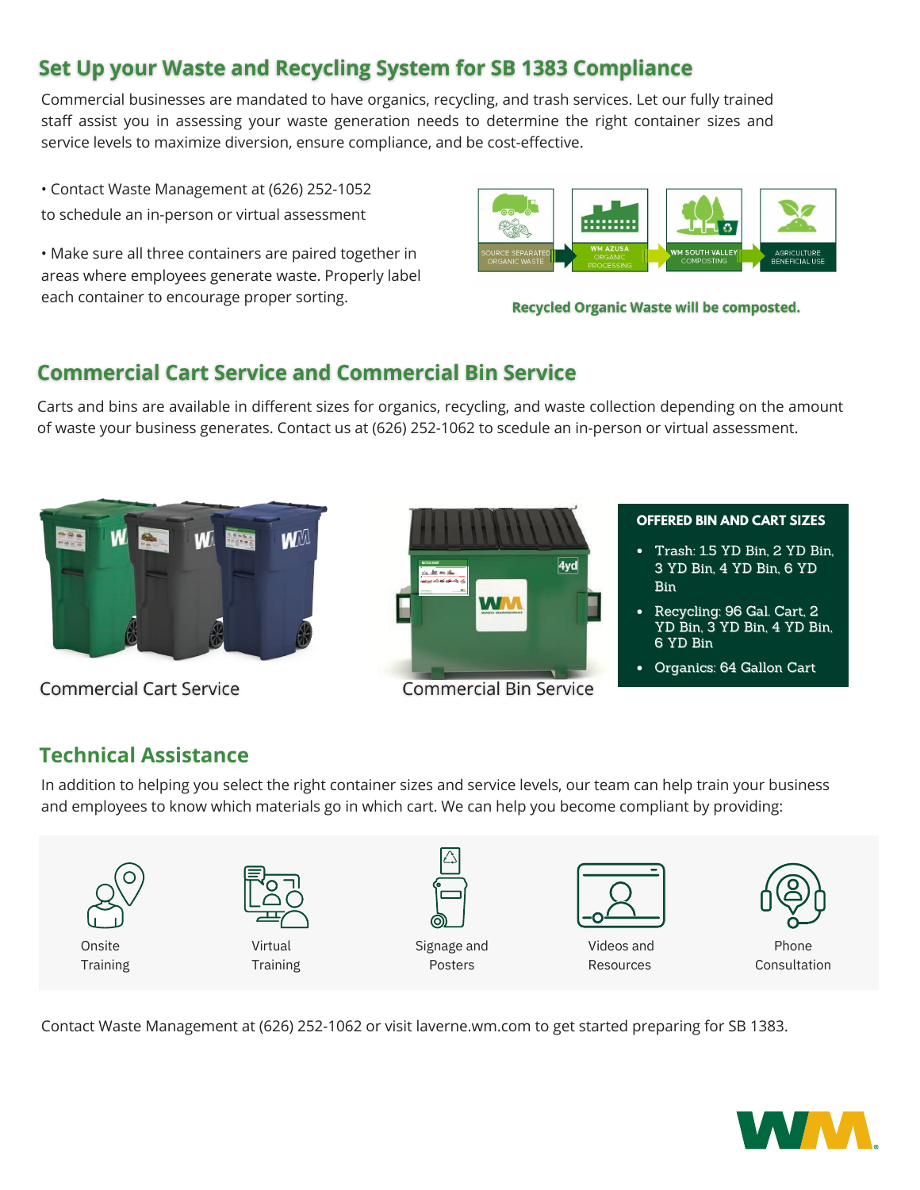## Set Up your Waste and Recycling System for SB 1383 Compliance

Commercial businesses are mandated to have organics, recycling, and trash services. Let our fully trained staff assist you in assessing your waste generation needs to determine the right container sizes and service levels to maximize diversion, ensure compliance, and be cost-effective.

- Contact Waste Management at (626) 252-1052 to schedule an in-person or virtual assessment
- Make sure all three containers are paired together in areas where employees generate waste. Properly label each container to encourage proper sorting.

SOURCE SEPARATED ORGANIC WASTE → WM AZUSA ORGANIC PROCESSING → WM SOUTH VALLEY COMPOSTING → AGRICULTURE BENEFICIAL USE

**Recycled Organic Waste will be composted.**

## Commercial Cart Service and Commercial Bin Service

Carts and bins are available in different sizes for organics, recycling, and waste collection depending on the amount of waste your business generates. Contact us at (626) 252-1062 to scedule an in-person or virtual assessment.

Commercial Cart Service

Commercial Bin Service

**OFFERED BIN AND CART SIZES**

- Trash: 1.5 YD Bin, 2 YD Bin, 3 YD Bin, 4 YD Bin, 6 YD Bin
- Recycling: 96 Gal. Cart, 2 YD Bin, 3 YD Bin, 4 YD Bin, 6 YD Bin
- Organics: 64 Gallon Cart

## Technical Assistance

In addition to helping you select the right container sizes and service levels, our team can help train your business and employees to know which materials go in which cart. We can help you become compliant by providing:

- Onsite Training
- Virtual Training
- Signage and Posters
- Videos and Resources
- Phone Consultation

Contact Waste Management at (626) 252-1062 or visit laverne.wm.com to get started preparing for SB 1383.